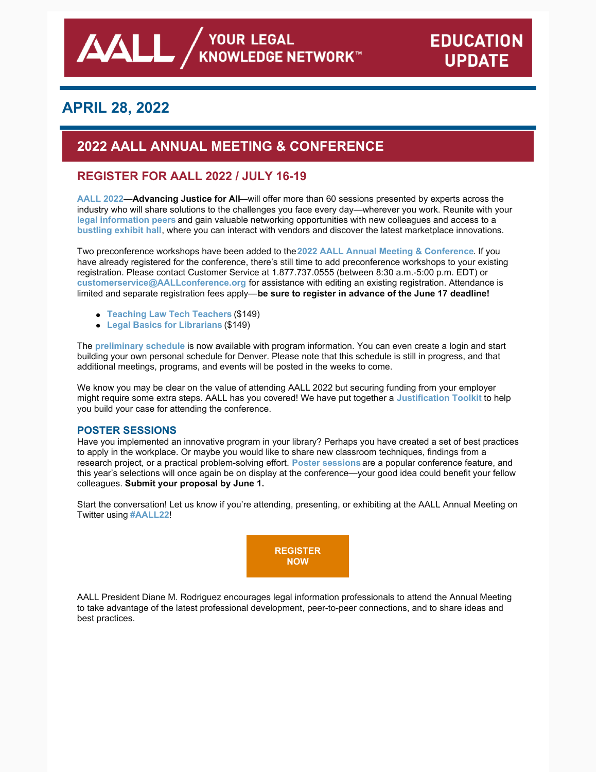AALL / YOUR LEGAL KNOWLEDGE NETWORK™ — EDUCATION UPDATE

## APRIL 28, 2022

# 2022 AALL ANNUAL MEETING & CONFERENCE

## REGISTER FOR AALL 2022 / JULY 16-19

AALL 2022—**Advancing Justice for All**—will offer more than 60 sessions presented by experts across the industry who will share solutions to the challenges you face every day—wherever you work. Reunite with your legal information peers and gain valuable networking opportunities with new colleagues and access to a bustling exhibit hall, where you can interact with vendors and discover the latest marketplace innovations.

Two preconference workshops have been added to the 2022 AALL Annual Meeting & Conference. If you have already registered for the conference, there's still time to add preconference workshops to your existing registration. Please contact Customer Service at 1.877.737.0555 (between 8:30 a.m.-5:00 p.m. EDT) or customerservice@AALLconference.org for assistance with editing an existing registration. Attendance is limited and separate registration fees apply—**be sure to register in advance of the June 17 deadline!**

- Teaching Law Tech Teachers ($149)
- Legal Basics for Librarians ($149)

The preliminary schedule is now available with program information. You can even create a login and start building your own personal schedule for Denver. Please note that this schedule is still in progress, and that additional meetings, programs, and events will be posted in the weeks to come.

We know you may be clear on the value of attending AALL 2022 but securing funding from your employer might require some extra steps. AALL has you covered! We have put together a Justification Toolkit to help you build your case for attending the conference.

### POSTER SESSIONS

Have you implemented an innovative program in your library? Perhaps you have created a set of best practices to apply in the workplace. Or maybe you would like to share new classroom techniques, findings from a research project, or a practical problem-solving effort. Poster sessions are a popular conference feature, and this year's selections will once again be on display at the conference—your good idea could benefit your fellow colleagues. **Submit your proposal by June 1.**

Start the conversation! Let us know if you're attending, presenting, or exhibiting at the AALL Annual Meeting on Twitter using #AALL22!

**REGISTER NOW**

AALL President Diane M. Rodriguez encourages legal information professionals to attend the Annual Meeting to take advantage of the latest professional development, peer-to-peer connections, and to share ideas and best practices.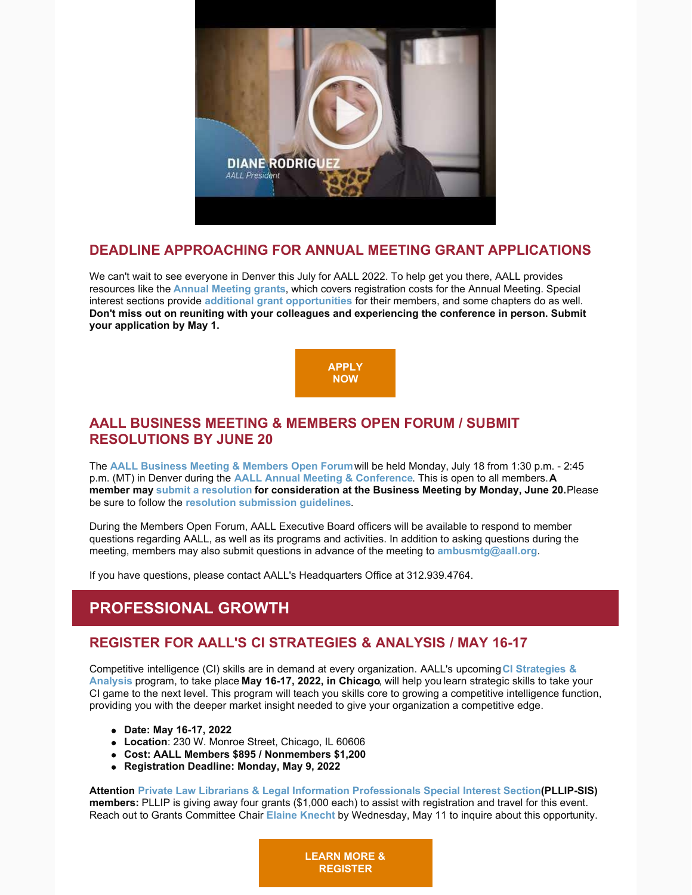## DEADLINE APPROACHING FOR ANNUAL MEETING GRANT APPLICATIONS

We can't wait to see everyone in Denver this July for AALL 2022. To help get you there, AALL provides resources like the **Annual Meeting grants**, which covers registration costs for the Annual Meeting. Special interest sections provide **additional grant opportunities** for their members, and some chapters do as well. **Don't miss out on reuniting with your colleagues and experiencing the conference in person. Submit your application by May 1.**

**APPLY NOW**

## AALL BUSINESS MEETING & MEMBERS OPEN FORUM / SUBMIT RESOLUTIONS BY JUNE 20

The **AALL Business Meeting & Members Open Forum** will be held Monday, July 18 from 1:30 p.m. - 2:45 p.m. (MT) in Denver during the **AALL Annual Meeting & Conference**. This is open to all members. **A member may submit a resolution for consideration at the Business Meeting by Monday, June 20.** Please be sure to follow the **resolution submission guidelines**.

During the Members Open Forum, AALL Executive Board officers will be available to respond to member questions regarding AALL, as well as its programs and activities. In addition to asking questions during the meeting, members may also submit questions in advance of the meeting to **ambusmtg@aall.org**.

If you have questions, please contact AALL's Headquarters Office at 312.939.4764.

# PROFESSIONAL GROWTH

## REGISTER FOR AALL'S CI STRATEGIES & ANALYSIS / MAY 16-17

Competitive intelligence (CI) skills are in demand at every organization. AALL's upcoming **CI Strategies & Analysis** program, to take place **May 16-17, 2022, in Chicago**, will help you learn strategic skills to take your CI game to the next level. This program will teach you skills core to growing a competitive intelligence function, providing you with the deeper market insight needed to give your organization a competitive edge.

- **Date: May 16-17, 2022**
- **Location**: 230 W. Monroe Street, Chicago, IL 60606
- **Cost: AALL Members $895 / Nonmembers $1,200**
- **Registration Deadline: Monday, May 9, 2022**

**Attention Private Law Librarians & Legal Information Professionals Special Interest Section (PLLIP-SIS) members:** PLLIP is giving away four grants ($1,000 each) to assist with registration and travel for this event. Reach out to Grants Committee Chair **Elaine Knecht** by Wednesday, May 11 to inquire about this opportunity.

**LEARN MORE & REGISTER**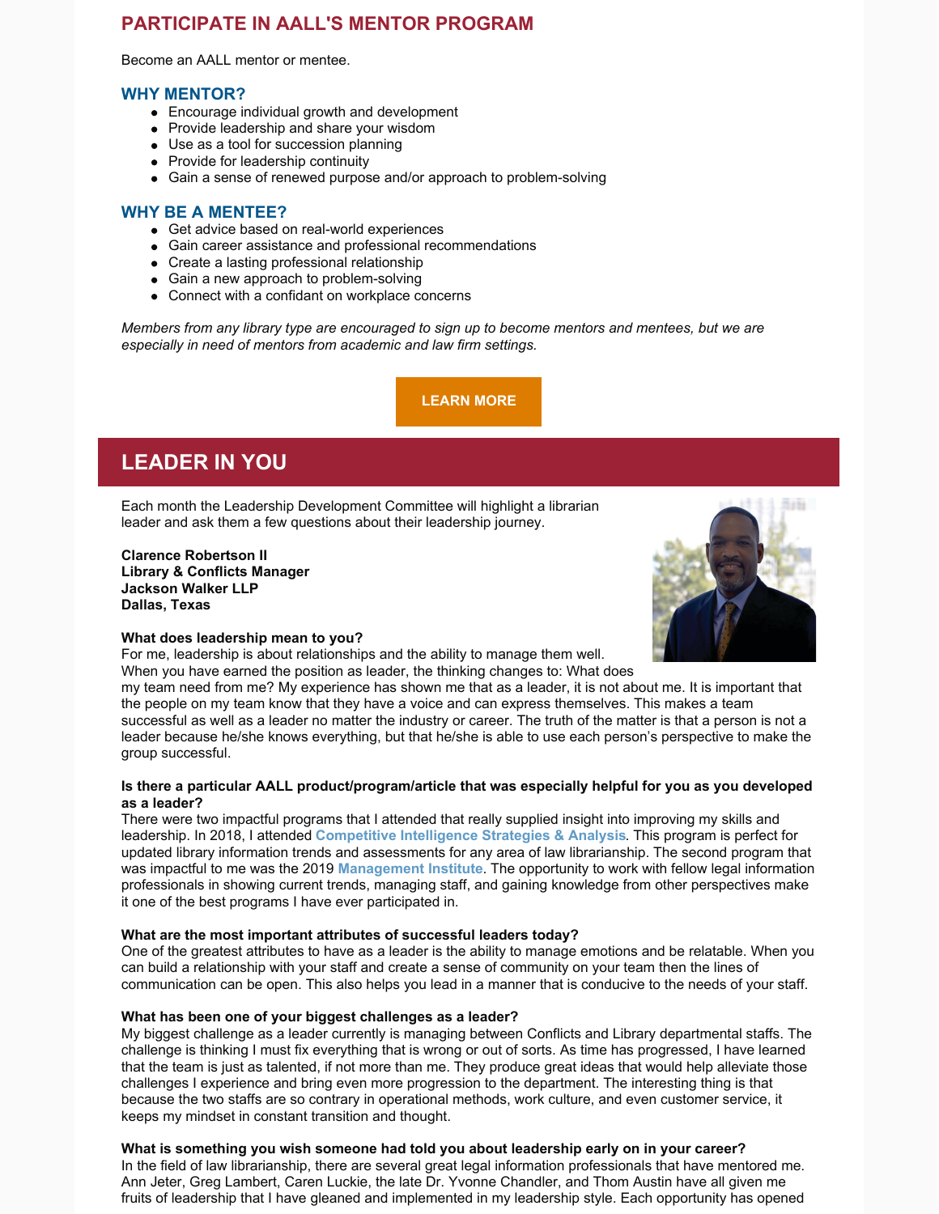## PARTICIPATE IN AALL'S MENTOR PROGRAM

Become an AALL mentor or mentee.

### WHY MENTOR?

- Encourage individual growth and development
- Provide leadership and share your wisdom
- Use as a tool for succession planning
- Provide for leadership continuity
- Gain a sense of renewed purpose and/or approach to problem-solving

### WHY BE A MENTEE?

- Get advice based on real-world experiences
- Gain career assistance and professional recommendations
- Create a lasting professional relationship
- Gain a new approach to problem-solving
- Connect with a confidant on workplace concerns

*Members from any library type are encouraged to sign up to become mentors and mentees, but we are especially in need of mentors from academic and law firm settings.*

**LEARN MORE**

## LEADER IN YOU

Each month the Leadership Development Committee will highlight a librarian leader and ask them a few questions about their leadership journey.

**Clarence Robertson II**
**Library & Conflicts Manager**
**Jackson Walker LLP**
**Dallas, Texas**

**What does leadership mean to you?**
For me, leadership is about relationships and the ability to manage them well. When you have earned the position as leader, the thinking changes to: What does my team need from me? My experience has shown me that as a leader, it is not about me. It is important that the people on my team know that they have a voice and can express themselves. This makes a team successful as well as a leader no matter the industry or career. The truth of the matter is that a person is not a leader because he/she knows everything, but that he/she is able to use each person's perspective to make the group successful.

**Is there a particular AALL product/program/article that was especially helpful for you as you developed as a leader?**
There were two impactful programs that I attended that really supplied insight into improving my skills and leadership. In 2018, I attended **Competitive Intelligence Strategies & Analysis**. This program is perfect for updated library information trends and assessments for any area of law librarianship. The second program that was impactful to me was the 2019 **Management Institute**. The opportunity to work with fellow legal information professionals in showing current trends, managing staff, and gaining knowledge from other perspectives make it one of the best programs I have ever participated in.

**What are the most important attributes of successful leaders today?**
One of the greatest attributes to have as a leader is the ability to manage emotions and be relatable. When you can build a relationship with your staff and create a sense of community on your team then the lines of communication can be open. This also helps you lead in a manner that is conducive to the needs of your staff.

**What has been one of your biggest challenges as a leader?**
My biggest challenge as a leader currently is managing between Conflicts and Library departmental staffs. The challenge is thinking I must fix everything that is wrong or out of sorts. As time has progressed, I have learned that the team is just as talented, if not more than me. They produce great ideas that would help alleviate those challenges I experience and bring even more progression to the department. The interesting thing is that because the two staffs are so contrary in operational methods, work culture, and even customer service, it keeps my mindset in constant transition and thought.

**What is something you wish someone had told you about leadership early on in your career?**
In the field of law librarianship, there are several great legal information professionals that have mentored me. Ann Jeter, Greg Lambert, Caren Luckie, the late Dr. Yvonne Chandler, and Thom Austin have all given me fruits of leadership that I have gleaned and implemented in my leadership style. Each opportunity has opened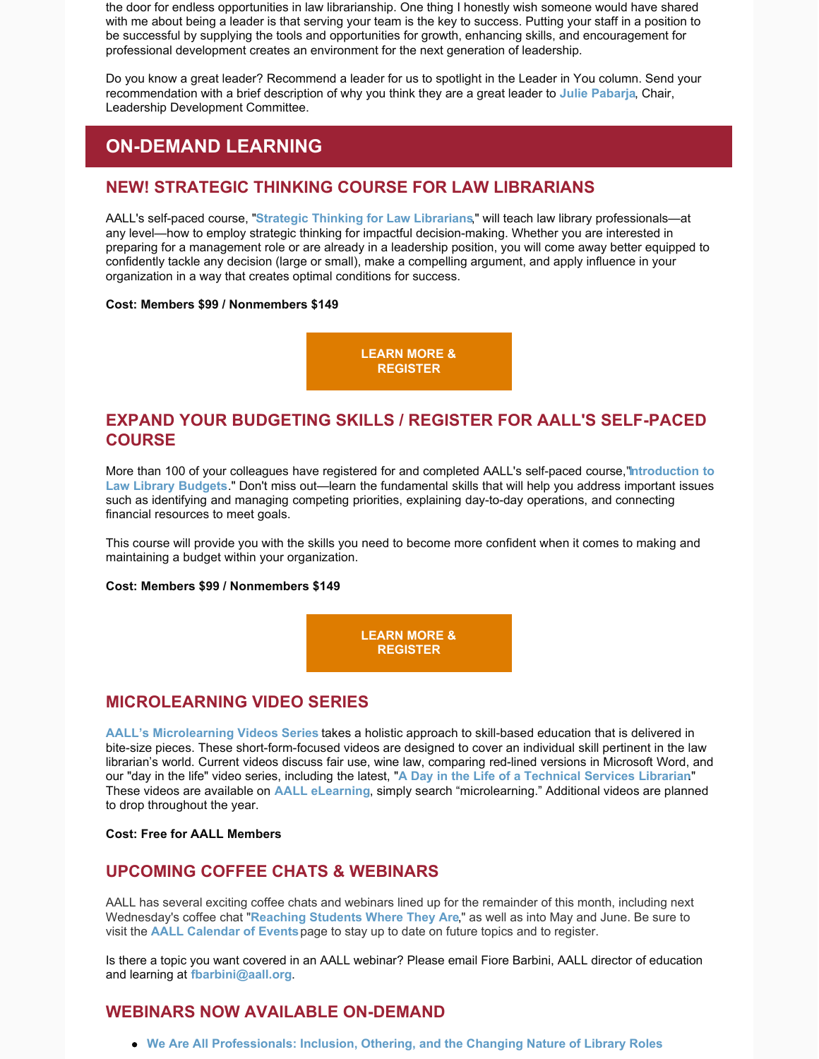the door for endless opportunities in law librarianship. One thing I honestly wish someone would have shared with me about being a leader is that serving your team is the key to success. Putting your staff in a position to be successful by supplying the tools and opportunities for growth, enhancing skills, and encouragement for professional development creates an environment for the next generation of leadership.

Do you know a great leader? Recommend a leader for us to spotlight in the Leader in You column. Send your recommendation with a brief description of why you think they are a great leader to **Julie Pabarja**, Chair, Leadership Development Committee.

## ON-DEMAND LEARNING

### NEW! STRATEGIC THINKING COURSE FOR LAW LIBRARIANS

AALL's self-paced course, "**Strategic Thinking for Law Librarians**," will teach law library professionals—at any level—how to employ strategic thinking for impactful decision-making. Whether you are interested in preparing for a management role or are already in a leadership position, you will come away better equipped to confidently tackle any decision (large or small), make a compelling argument, and apply influence in your organization in a way that creates optimal conditions for success.

**Cost: Members $99 / Nonmembers $149**

**LEARN MORE & REGISTER**

### EXPAND YOUR BUDGETING SKILLS / REGISTER FOR AALL'S SELF-PACED COURSE

More than 100 of your colleagues have registered for and completed AALL's self-paced course, "**Introduction to Law Library Budgets**." Don't miss out—learn the fundamental skills that will help you address important issues such as identifying and managing competing priorities, explaining day-to-day operations, and connecting financial resources to meet goals.

This course will provide you with the skills you need to become more confident when it comes to making and maintaining a budget within your organization.

**Cost: Members $99 / Nonmembers $149**

**LEARN MORE & REGISTER**

### MICROLEARNING VIDEO SERIES

**AALL's Microlearning Videos Series** takes a holistic approach to skill-based education that is delivered in bite-size pieces. These short-form-focused videos are designed to cover an individual skill pertinent in the law librarian's world. Current videos discuss fair use, wine law, comparing red-lined versions in Microsoft Word, and our "day in the life" video series, including the latest, "**A Day in the Life of a Technical Services Librarian**" These videos are available on **AALL eLearning**, simply search "microlearning." Additional videos are planned to drop throughout the year.

**Cost: Free for AALL Members**

### UPCOMING COFFEE CHATS & WEBINARS

AALL has several exciting coffee chats and webinars lined up for the remainder of this month, including next Wednesday's coffee chat "**Reaching Students Where They Are**," as well as into May and June. Be sure to visit the **AALL Calendar of Events** page to stay up to date on future topics and to register.

Is there a topic you want covered in an AALL webinar? Please email Fiore Barbini, AALL director of education and learning at **fbarbini@aall.org**.

### WEBINARS NOW AVAILABLE ON-DEMAND

- **We Are All Professionals: Inclusion, Othering, and the Changing Nature of Library Roles**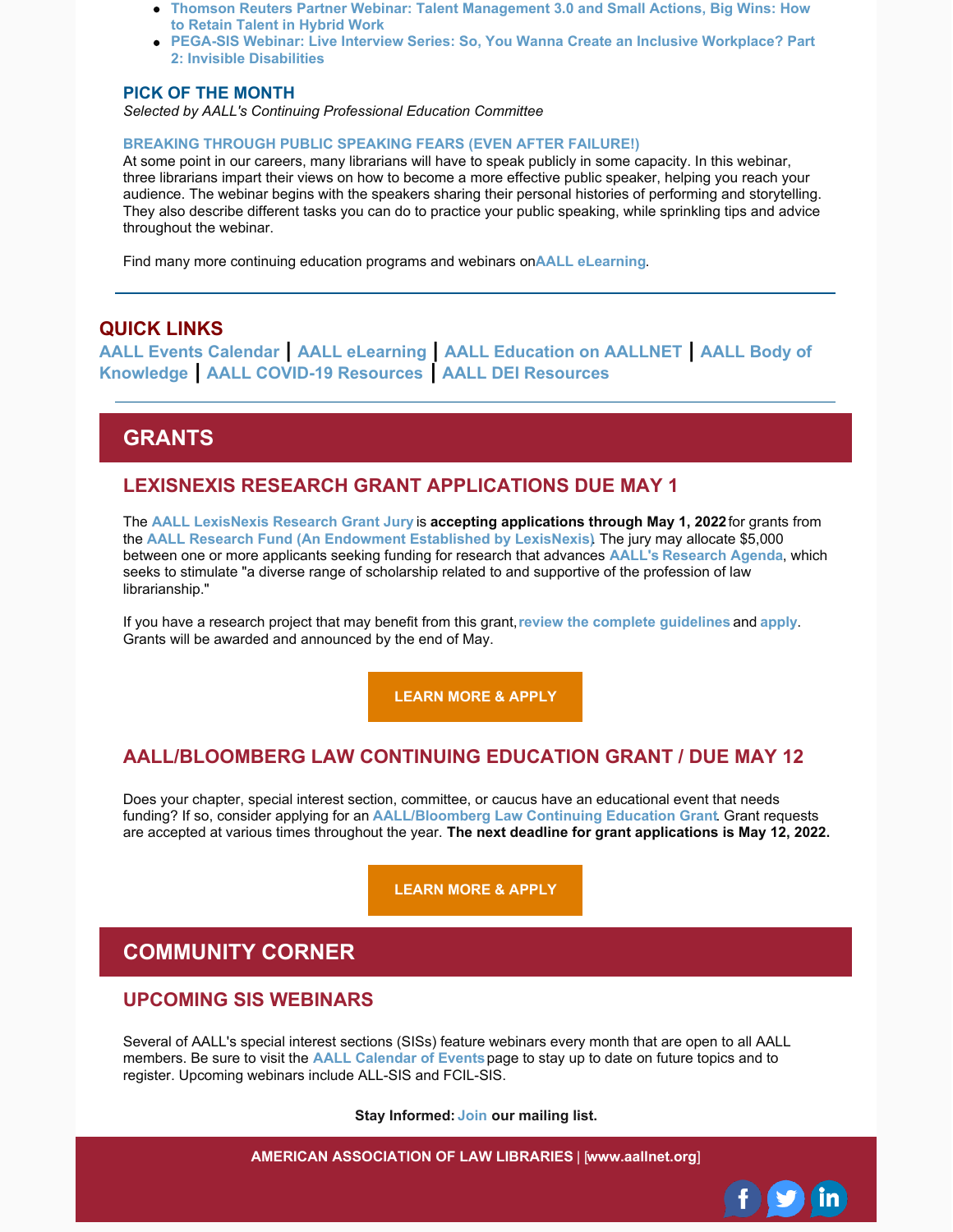- **Thomson Reuters Partner Webinar: Talent Management 3.0 and Small Actions, Big Wins: How to Retain Talent in Hybrid Work**
- **PEGA-SIS Webinar: Live Interview Series: So, You Wanna Create an Inclusive Workplace? Part 2: Invisible Disabilities**

### PICK OF THE MONTH

*Selected by AALL's Continuing Professional Education Committee*

**BREAKING THROUGH PUBLIC SPEAKING FEARS (EVEN AFTER FAILURE!)**

At some point in our careers, many librarians will have to speak publicly in some capacity. In this webinar, three librarians impart their views on how to become a more effective public speaker, helping you reach your audience. The webinar begins with the speakers sharing their personal histories of performing and storytelling. They also describe different tasks you can do to practice your public speaking, while sprinkling tips and advice throughout the webinar.

Find many more continuing education programs and webinars on **AALL eLearning**.

---

### QUICK LINKS

**AALL Events Calendar** | **AALL eLearning** | **AALL Education on AALLNET** | **AALL Body of Knowledge** | **AALL COVID-19 Resources** | **AALL DEI Resources**

---

## GRANTS

### LEXISNEXIS RESEARCH GRANT APPLICATIONS DUE MAY 1

The **AALL LexisNexis Research Grant Jury** is **accepting applications through May 1, 2022** for grants from the **AALL Research Fund (An Endowment Established by LexisNexis)**. The jury may allocate $5,000 between one or more applicants seeking funding for research that advances **AALL's Research Agenda**, which seeks to stimulate "a diverse range of scholarship related to and supportive of the profession of law librarianship."

If you have a research project that may benefit from this grant, **review the complete guidelines** and **apply**. Grants will be awarded and announced by the end of May.

**LEARN MORE & APPLY**

### AALL/BLOOMBERG LAW CONTINUING EDUCATION GRANT / DUE MAY 12

Does your chapter, special interest section, committee, or caucus have an educational event that needs funding? If so, consider applying for an **AALL/Bloomberg Law Continuing Education Grant**. Grant requests are accepted at various times throughout the year. **The next deadline for grant applications is May 12, 2022.**

**LEARN MORE & APPLY**

## COMMUNITY CORNER

### UPCOMING SIS WEBINARS

Several of AALL's special interest sections (SISs) feature webinars every month that are open to all AALL members. Be sure to visit the **AALL Calendar of Events** page to stay up to date on future topics and to register. Upcoming webinars include ALL-SIS and FCIL-SIS.

**Stay Informed: Join our mailing list.**

**AMERICAN ASSOCIATION OF LAW LIBRARIES | [www.aallnet.org]**